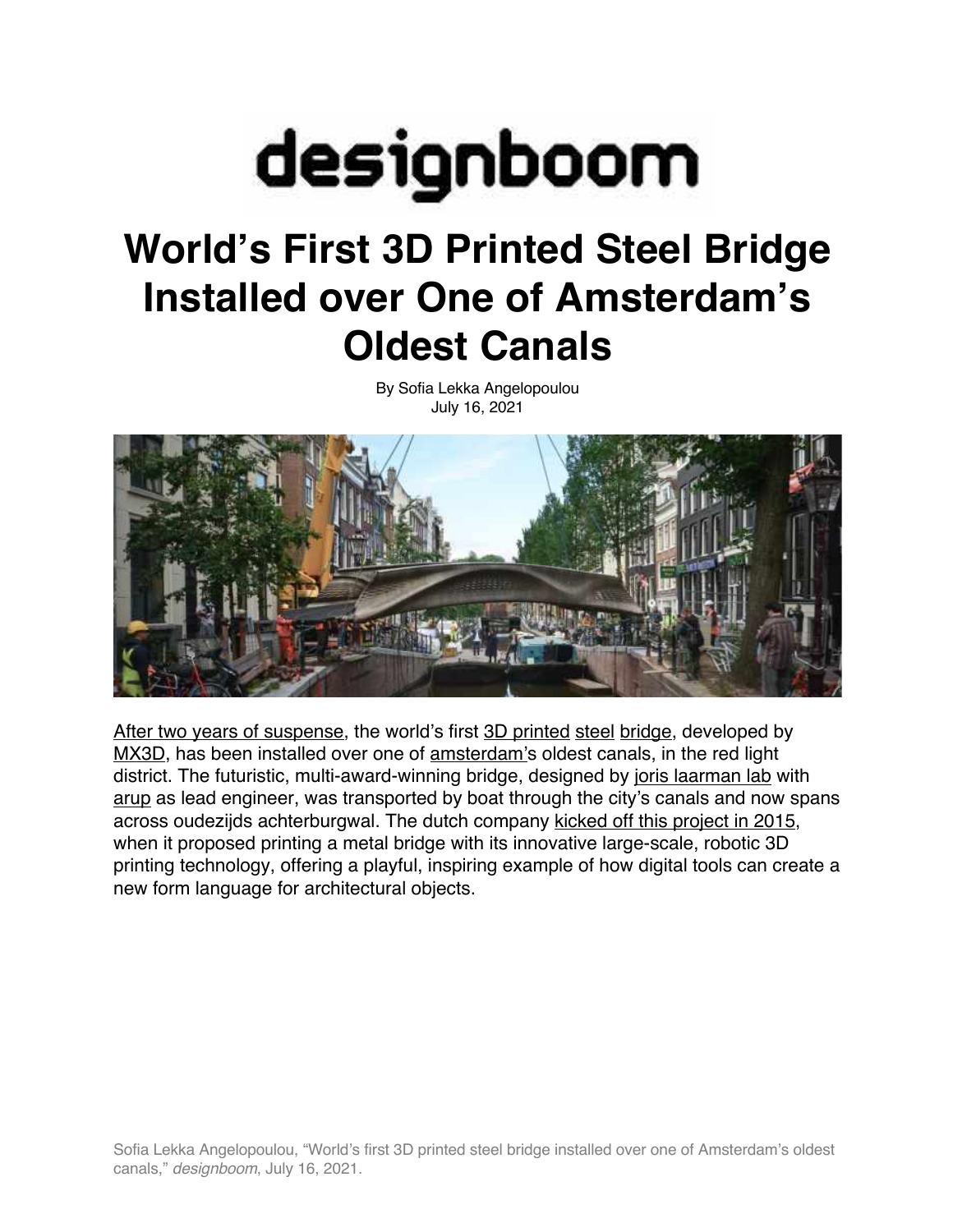# designboom

# World's First 3D Printed Steel Bridge Installed over One of Amsterdam's Oldest Canals

By Sofia Lekka Angelopoulou
July 16, 2021

After two years of suspense, the world's first 3D printed steel bridge, developed by MX3D, has been installed over one of amsterdam's oldest canals, in the red light district. The futuristic, multi-award-winning bridge, designed by joris laarman lab with arup as lead engineer, was transported by boat through the city's canals and now spans across oudezijds achterburgwal. The dutch company kicked off this project in 2015, when it proposed printing a metal bridge with its innovative large-scale, robotic 3D printing technology, offering a playful, inspiring example of how digital tools can create a new form language for architectural objects.

Sofia Lekka Angelopoulou, "World's first 3D printed steel bridge installed over one of Amsterdam's oldest canals," *designboom*, July 16, 2021.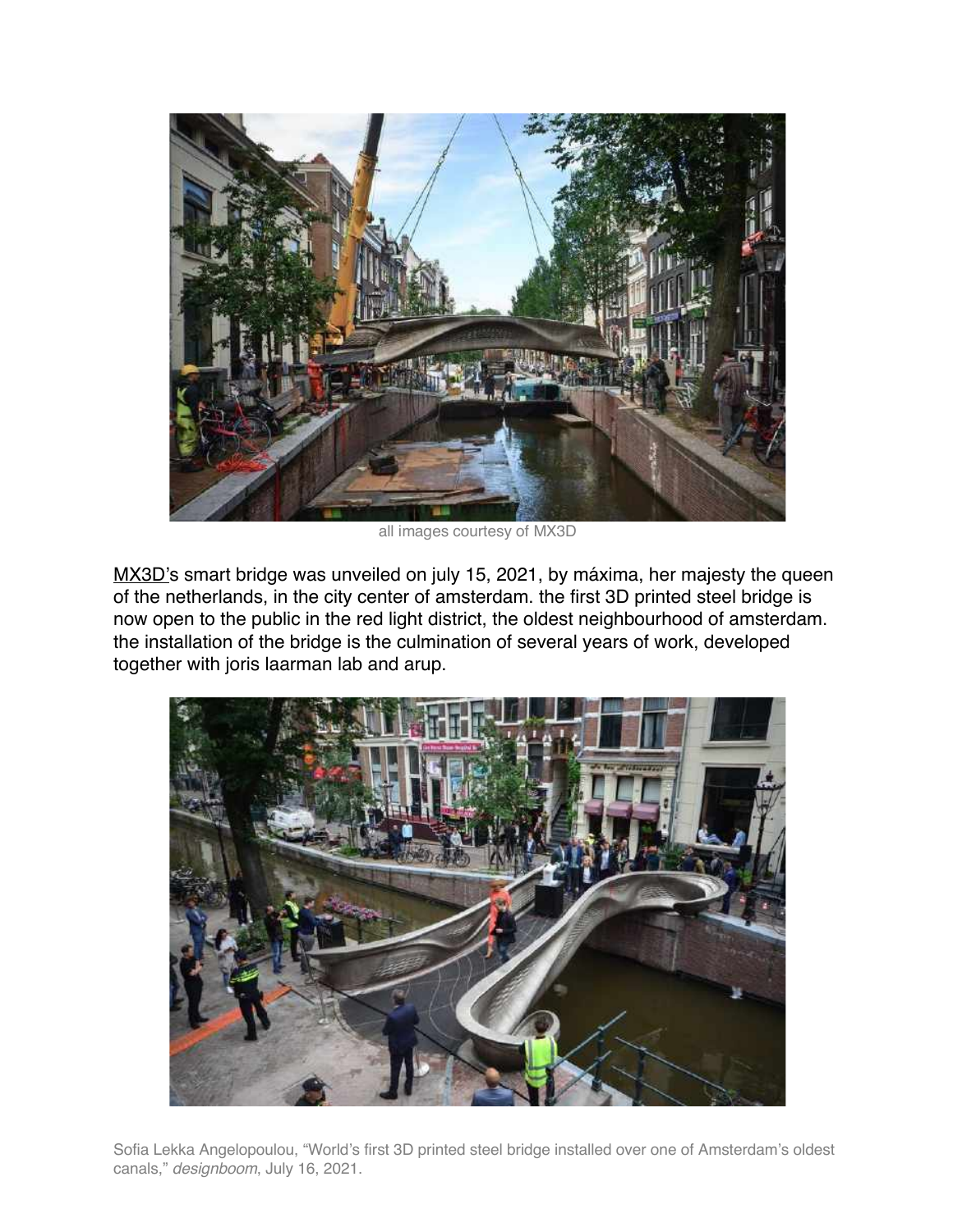all images courtesy of MX3D

MX3D's smart bridge was unveiled on july 15, 2021, by máxima, her majesty the queen of the netherlands, in the city center of amsterdam. the first 3D printed steel bridge is now open to the public in the red light district, the oldest neighbourhood of amsterdam. the installation of the bridge is the culmination of several years of work, developed together with joris laarman lab and arup.

Sofia Lekka Angelopoulou, "World's first 3D printed steel bridge installed over one of Amsterdam's oldest canals," *designboom*, July 16, 2021.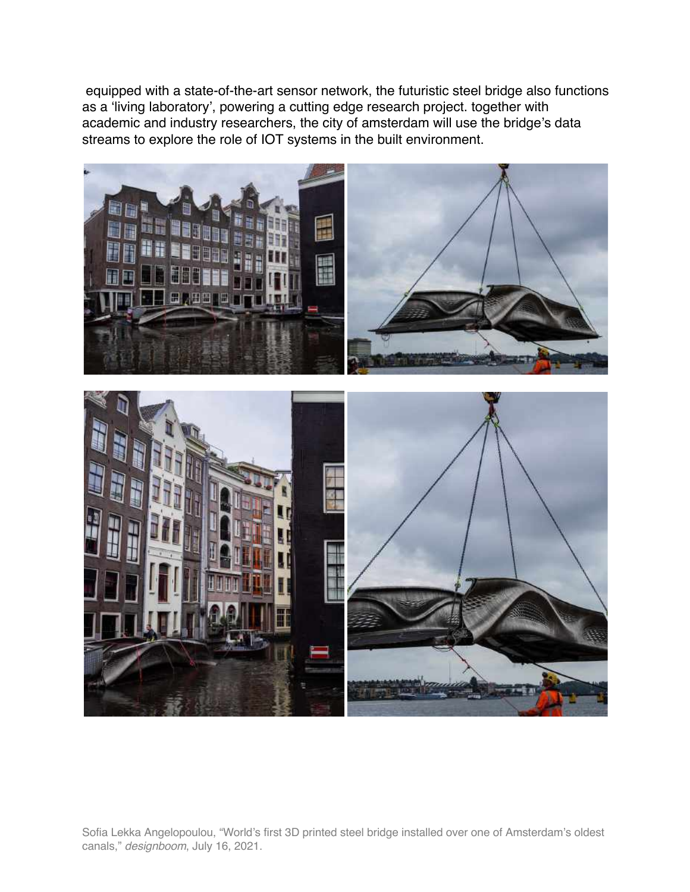equipped with a state-of-the-art sensor network, the futuristic steel bridge also functions as a 'living laboratory', powering a cutting edge research project. together with academic and industry researchers, the city of amsterdam will use the bridge's data streams to explore the role of IOT systems in the built environment.

Sofia Lekka Angelopoulou, "World's first 3D printed steel bridge installed over one of Amsterdam's oldest canals," *designboom*, July 16, 2021.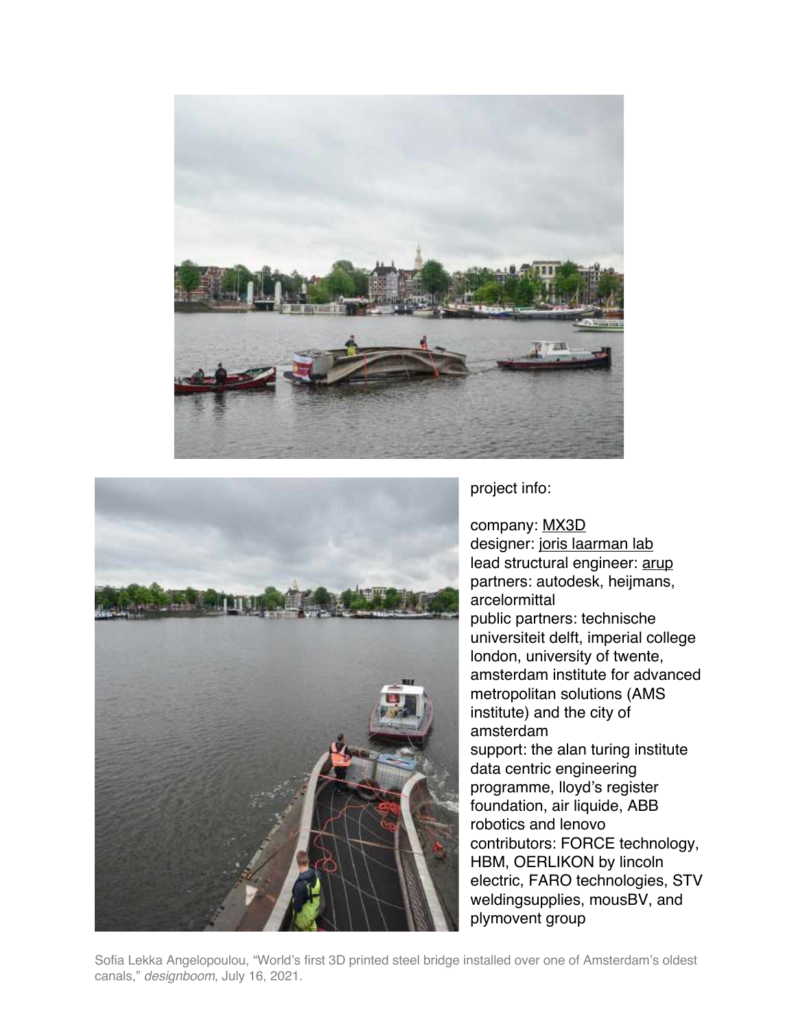project info:

company: MX3D
designer: joris laarman lab
lead structural engineer: arup
partners: autodesk, heijmans, arcelormittal
public partners: technische universiteit delft, imperial college london, university of twente, amsterdam institute for advanced metropolitan solutions (AMS institute) and the city of amsterdam
support: the alan turing institute data centric engineering programme, lloyd's register foundation, air liquide, ABB robotics and lenovo
contributors: FORCE technology, HBM, OERLIKON by lincoln electric, FARO technologies, STV weldingsupplies, mousBV, and plymovent group

Sofia Lekka Angelopoulou, "World's first 3D printed steel bridge installed over one of Amsterdam's oldest canals," *designboom*, July 16, 2021.